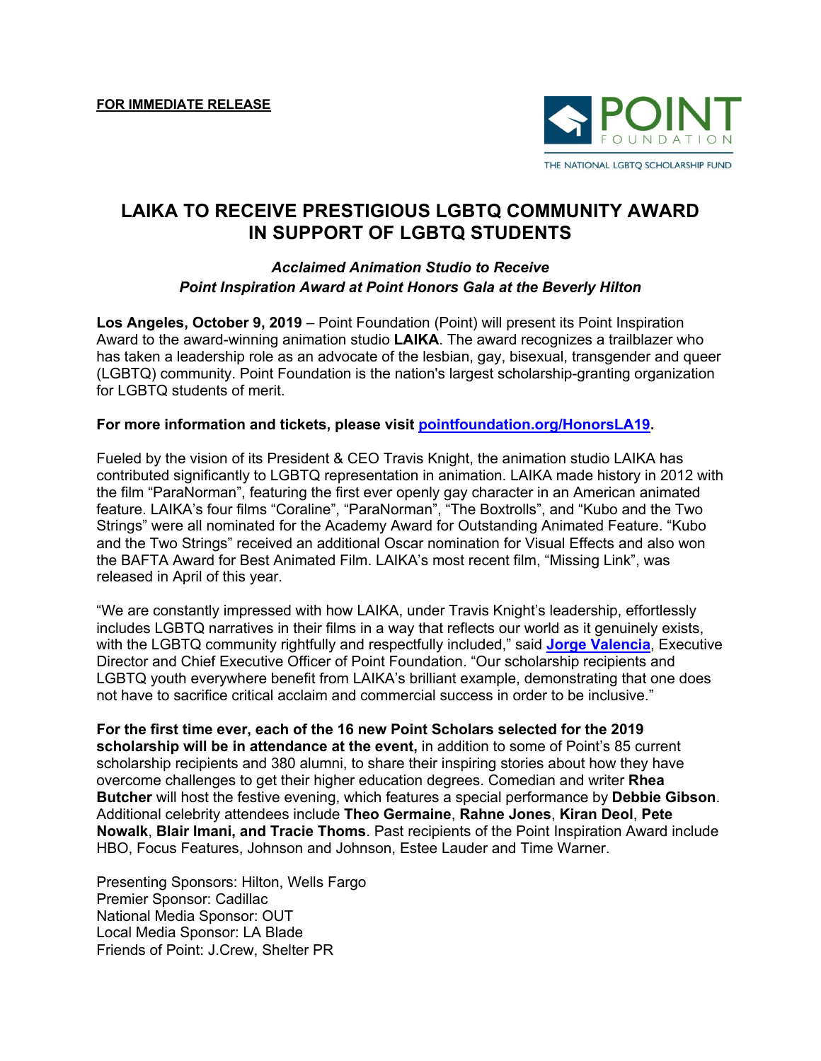**FOR IMMEDIATE RELEASE**

POINT FOUNDATION

THE NATIONAL LGBTQ SCHOLARSHIP FUND

# LAIKA TO RECEIVE PRESTIGIOUS LGBTQ COMMUNITY AWARD IN SUPPORT OF LGBTQ STUDENTS

***Acclaimed Animation Studio to Receive Point Inspiration Award at Point Honors Gala at the Beverly Hilton***

**Los Angeles, October 9, 2019** – Point Foundation (Point) will present its Point Inspiration Award to the award-winning animation studio **LAIKA**. The award recognizes a trailblazer who has taken a leadership role as an advocate of the lesbian, gay, bisexual, transgender and queer (LGBTQ) community. Point Foundation is the nation's largest scholarship-granting organization for LGBTQ students of merit.

**For more information and tickets, please visit [pointfoundation.org/HonorsLA19](pointfoundation.org/HonorsLA19).**

Fueled by the vision of its President & CEO Travis Knight, the animation studio LAIKA has contributed significantly to LGBTQ representation in animation. LAIKA made history in 2012 with the film "ParaNorman", featuring the first ever openly gay character in an American animated feature. LAIKA's four films "Coraline", "ParaNorman", "The Boxtrolls", and "Kubo and the Two Strings" were all nominated for the Academy Award for Outstanding Animated Feature. "Kubo and the Two Strings" received an additional Oscar nomination for Visual Effects and also won the BAFTA Award for Best Animated Film. LAIKA's most recent film, "Missing Link", was released in April of this year.

"We are constantly impressed with how LAIKA, under Travis Knight's leadership, effortlessly includes LGBTQ narratives in their films in a way that reflects our world as it genuinely exists, with the LGBTQ community rightfully and respectfully included," said **Jorge Valencia**, Executive Director and Chief Executive Officer of Point Foundation. "Our scholarship recipients and LGBTQ youth everywhere benefit from LAIKA's brilliant example, demonstrating that one does not have to sacrifice critical acclaim and commercial success in order to be inclusive."

**For the first time ever, each of the 16 new Point Scholars selected for the 2019 scholarship will be in attendance at the event,** in addition to some of Point's 85 current scholarship recipients and 380 alumni, to share their inspiring stories about how they have overcome challenges to get their higher education degrees. Comedian and writer **Rhea Butcher** will host the festive evening, which features a special performance by **Debbie Gibson**. Additional celebrity attendees include **Theo Germaine**, **Rahne Jones**, **Kiran Deol**, **Pete Nowalk**, **Blair Imani, and Tracie Thoms**. Past recipients of the Point Inspiration Award include HBO, Focus Features, Johnson and Johnson, Estee Lauder and Time Warner.

Presenting Sponsors: Hilton, Wells Fargo
Premier Sponsor: Cadillac
National Media Sponsor: OUT
Local Media Sponsor: LA Blade
Friends of Point: J.Crew, Shelter PR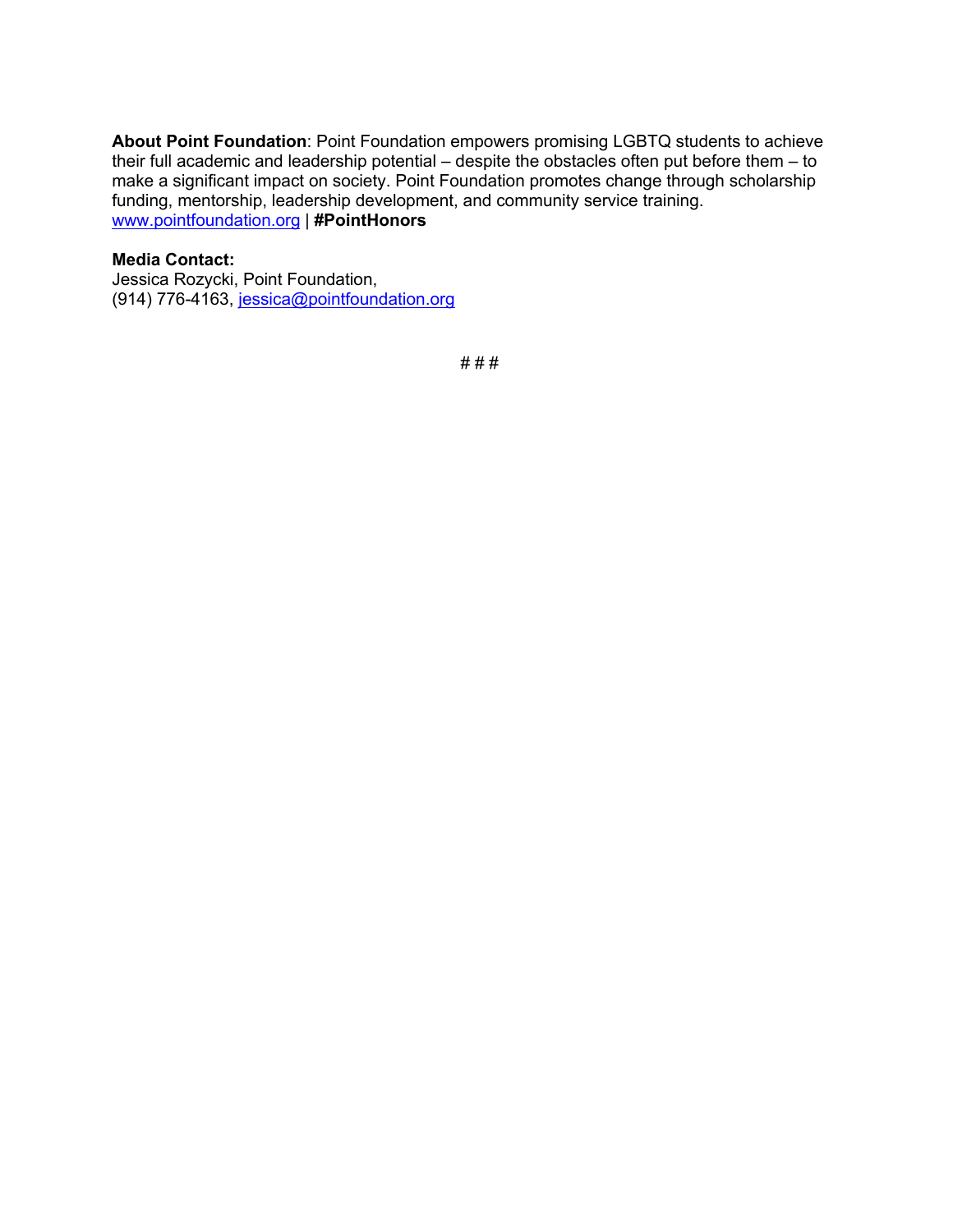**About Point Foundation**: Point Foundation empowers promising LGBTQ students to achieve their full academic and leadership potential – despite the obstacles often put before them – to make a significant impact on society. Point Foundation promotes change through scholarship funding, mentorship, leadership development, and community service training.
www.pointfoundation.org | **#PointHonors**

**Media Contact:**
Jessica Rozycki, Point Foundation,
(914) 776-4163, jessica@pointfoundation.org

# # #